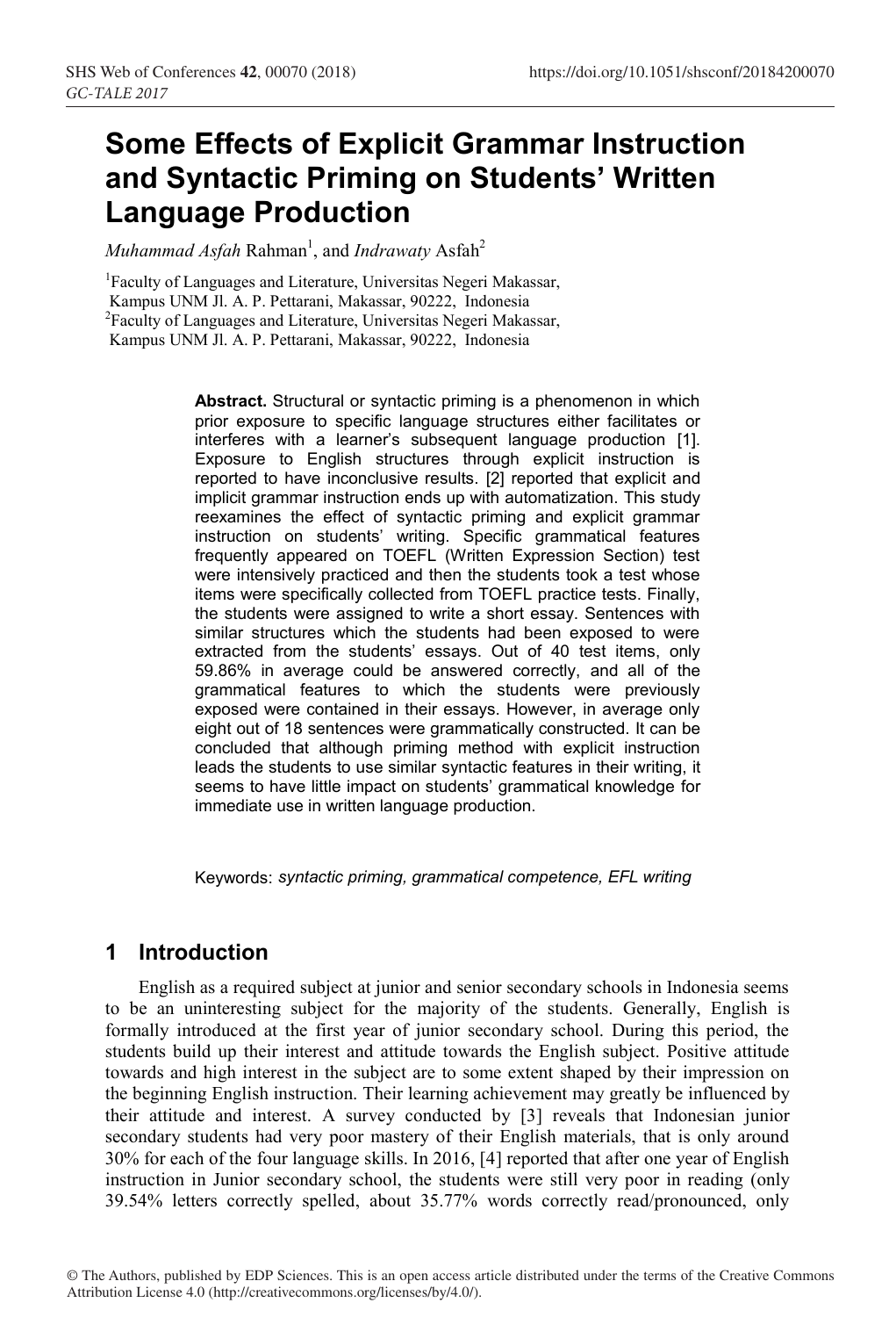# Some Effects of Explicit Grammar Instruction and Syntactic Priming on Students' Written Language Production

*Muhammad Asfah* Rahman[1], and *Indrawaty* Asfah[2]

[1]Faculty of Languages and Literature, Universitas Negeri Makassar, Kampus UNM Jl. A. P. Pettarani, Makassar, 90222, Indonesia
[2]Faculty of Languages and Literature, Universitas Negeri Makassar, Kampus UNM Jl. A. P. Pettarani, Makassar, 90222, Indonesia

**Abstract.** Structural or syntactic priming is a phenomenon in which prior exposure to specific language structures either facilitates or interferes with a learner's subsequent language production [1]. Exposure to English structures through explicit instruction is reported to have inconclusive results. [2] reported that explicit and implicit grammar instruction ends up with automatization. This study reexamines the effect of syntactic priming and explicit grammar instruction on students' writing. Specific grammatical features frequently appeared on TOEFL (Written Expression Section) test were intensively practiced and then the students took a test whose items were specifically collected from TOEFL practice tests. Finally, the students were assigned to write a short essay. Sentences with similar structures which the students had been exposed to were extracted from the students' essays. Out of 40 test items, only 59.86% in average could be answered correctly, and all of the grammatical features to which the students were previously exposed were contained in their essays. However, in average only eight out of 18 sentences were grammatically constructed. It can be concluded that although priming method with explicit instruction leads the students to use similar syntactic features in their writing, it seems to have little impact on students' grammatical knowledge for immediate use in written language production.

Keywords: *syntactic priming, grammatical competence, EFL writing*

## 1 Introduction

English as a required subject at junior and senior secondary schools in Indonesia seems to be an uninteresting subject for the majority of the students. Generally, English is formally introduced at the first year of junior secondary school. During this period, the students build up their interest and attitude towards the English subject. Positive attitude towards and high interest in the subject are to some extent shaped by their impression on the beginning English instruction. Their learning achievement may greatly be influenced by their attitude and interest. A survey conducted by [3] reveals that Indonesian junior secondary students had very poor mastery of their English materials, that is only around 30% for each of the four language skills. In 2016, [4] reported that after one year of English instruction in Junior secondary school, the students were still very poor in reading (only 39.54% letters correctly spelled, about 35.77% words correctly read/pronounced, only

© The Authors, published by EDP Sciences. This is an open access article distributed under the terms of the Creative Commons Attribution License 4.0 (http://creativecommons.org/licenses/by/4.0/).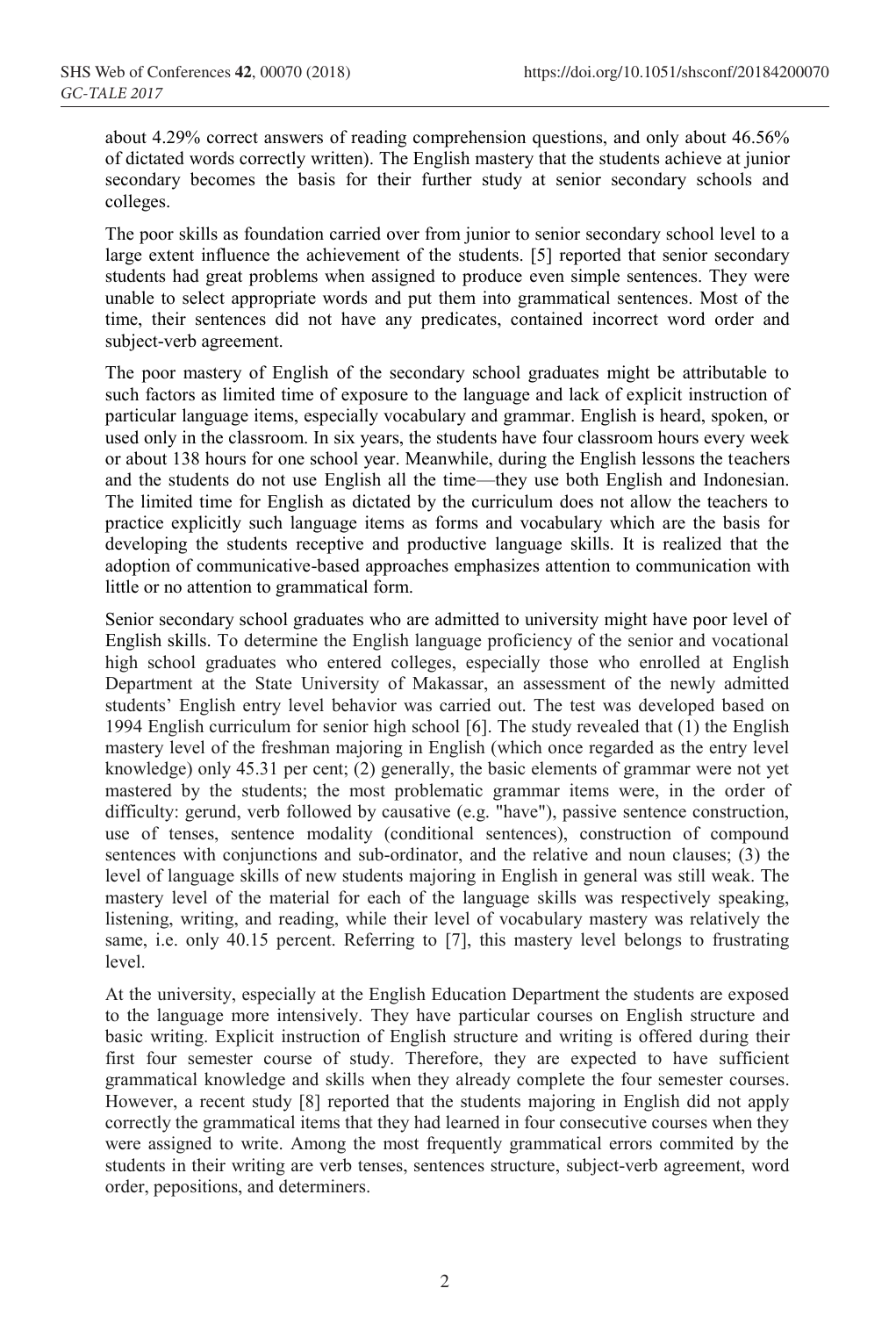about 4.29% correct answers of reading comprehension questions, and only about 46.56% of dictated words correctly written). The English mastery that the students achieve at junior secondary becomes the basis for their further study at senior secondary schools and colleges.

The poor skills as foundation carried over from junior to senior secondary school level to a large extent influence the achievement of the students. [5] reported that senior secondary students had great problems when assigned to produce even simple sentences. They were unable to select appropriate words and put them into grammatical sentences. Most of the time, their sentences did not have any predicates, contained incorrect word order and subject-verb agreement.

The poor mastery of English of the secondary school graduates might be attributable to such factors as limited time of exposure to the language and lack of explicit instruction of particular language items, especially vocabulary and grammar. English is heard, spoken, or used only in the classroom. In six years, the students have four classroom hours every week or about 138 hours for one school year. Meanwhile, during the English lessons the teachers and the students do not use English all the time—they use both English and Indonesian. The limited time for English as dictated by the curriculum does not allow the teachers to practice explicitly such language items as forms and vocabulary which are the basis for developing the students receptive and productive language skills. It is realized that the adoption of communicative-based approaches emphasizes attention to communication with little or no attention to grammatical form.

Senior secondary school graduates who are admitted to university might have poor level of English skills. To determine the English language proficiency of the senior and vocational high school graduates who entered colleges, especially those who enrolled at English Department at the State University of Makassar, an assessment of the newly admitted students' English entry level behavior was carried out. The test was developed based on 1994 English curriculum for senior high school [6]. The study revealed that (1) the English mastery level of the freshman majoring in English (which once regarded as the entry level knowledge) only 45.31 per cent; (2) generally, the basic elements of grammar were not yet mastered by the students; the most problematic grammar items were, in the order of difficulty: gerund, verb followed by causative (e.g. "have"), passive sentence construction, use of tenses, sentence modality (conditional sentences), construction of compound sentences with conjunctions and sub-ordinator, and the relative and noun clauses; (3) the level of language skills of new students majoring in English in general was still weak. The mastery level of the material for each of the language skills was respectively speaking, listening, writing, and reading, while their level of vocabulary mastery was relatively the same, i.e. only 40.15 percent. Referring to [7], this mastery level belongs to frustrating level.

At the university, especially at the English Education Department the students are exposed to the language more intensively. They have particular courses on English structure and basic writing. Explicit instruction of English structure and writing is offered during their first four semester course of study. Therefore, they are expected to have sufficient grammatical knowledge and skills when they already complete the four semester courses. However, a recent study [8] reported that the students majoring in English did not apply correctly the grammatical items that they had learned in four consecutive courses when they were assigned to write. Among the most frequently grammatical errors commited by the students in their writing are verb tenses, sentences structure, subject-verb agreement, word order, pepositions, and determiners.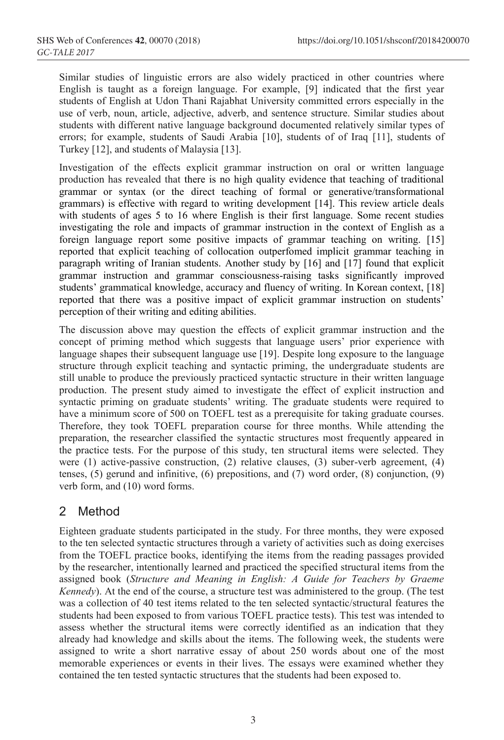Similar studies of linguistic errors are also widely practiced in other countries where English is taught as a foreign language. For example, [9] indicated that the first year students of English at Udon Thani Rajabhat University committed errors especially in the use of verb, noun, article, adjective, adverb, and sentence structure. Similar studies about students with different native language background documented relatively similar types of errors; for example, students of Saudi Arabia [10], students of of Iraq [11], students of Turkey [12], and students of Malaysia [13].

Investigation of the effects explicit grammar instruction on oral or written language production has revealed that there is no high quality evidence that teaching of traditional grammar or syntax (or the direct teaching of formal or generative/transformational grammars) is effective with regard to writing development [14]. This review article deals with students of ages 5 to 16 where English is their first language. Some recent studies investigating the role and impacts of grammar instruction in the context of English as a foreign language report some positive impacts of grammar teaching on writing. [15] reported that explicit teaching of collocation outperfomed implicit grammar teaching in paragraph writing of Iranian students. Another study by [16] and [17] found that explicit grammar instruction and grammar consciousness-raising tasks significantly improved students' grammatical knowledge, accuracy and fluency of writing. In Korean context, [18] reported that there was a positive impact of explicit grammar instruction on students' perception of their writing and editing abilities.

The discussion above may question the effects of explicit grammar instruction and the concept of priming method which suggests that language users' prior experience with language shapes their subsequent language use [19]. Despite long exposure to the language structure through explicit teaching and syntactic priming, the undergraduate students are still unable to produce the previously practiced syntactic structure in their written language production. The present study aimed to investigate the effect of explicit instruction and syntactic priming on graduate students' writing. The graduate students were required to have a minimum score of 500 on TOEFL test as a prerequisite for taking graduate courses. Therefore, they took TOEFL preparation course for three months. While attending the preparation, the researcher classified the syntactic structures most frequently appeared in the practice tests. For the purpose of this study, ten structural items were selected. They were (1) active-passive construction, (2) relative clauses, (3) suber-verb agreement, (4) tenses, (5) gerund and infinitive, (6) prepositions, and (7) word order, (8) conjunction, (9) verb form, and (10) word forms.

## 2 Method

Eighteen graduate students participated in the study. For three months, they were exposed to the ten selected syntactic structures through a variety of activities such as doing exercises from the TOEFL practice books, identifying the items from the reading passages provided by the researcher, intentionally learned and practiced the specified structural items from the assigned book (*Structure and Meaning in English: A Guide for Teachers by Graeme Kennedy*). At the end of the course, a structure test was administered to the group. (The test was a collection of 40 test items related to the ten selected syntactic/structural features the students had been exposed to from various TOEFL practice tests). This test was intended to assess whether the structural items were correctly identified as an indication that they already had knowledge and skills about the items. The following week, the students were assigned to write a short narrative essay of about 250 words about one of the most memorable experiences or events in their lives. The essays were examined whether they contained the ten tested syntactic structures that the students had been exposed to.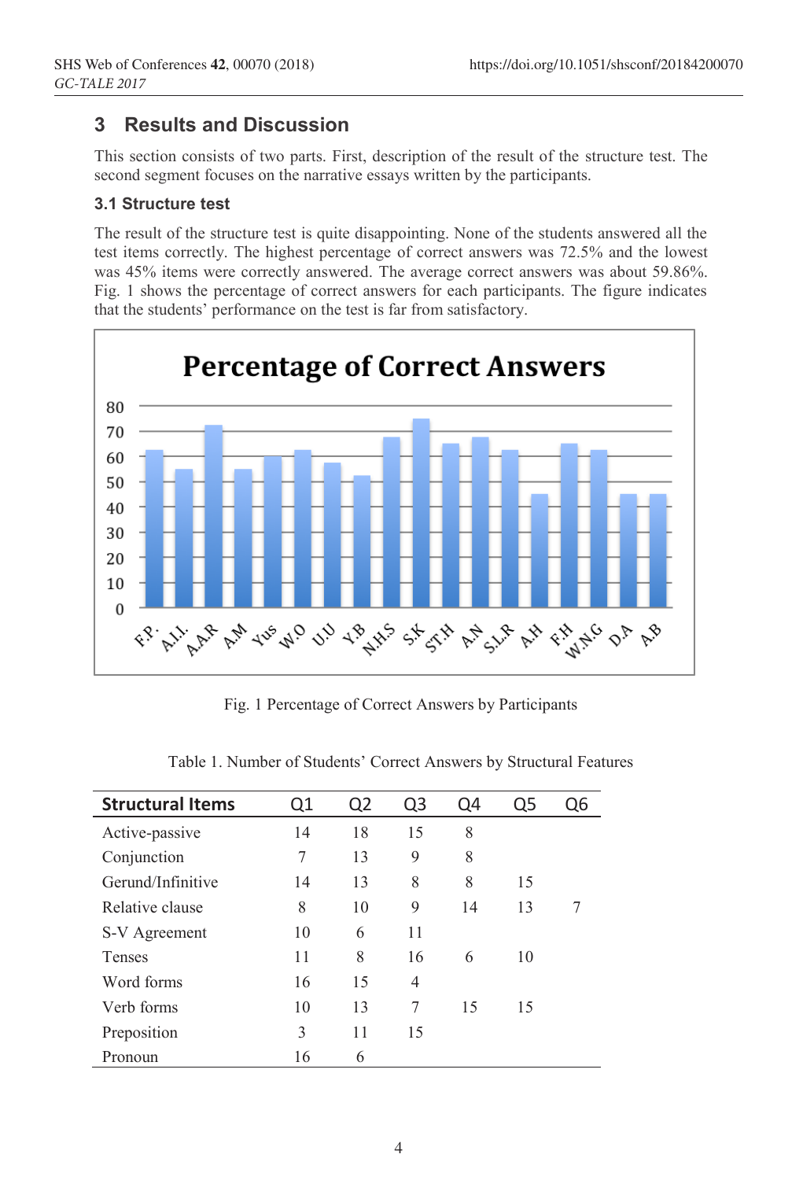## 3 Results and Discussion

This section consists of two parts. First, description of the result of the structure test. The second segment focuses on the narrative essays written by the participants.

### 3.1 Structure test

The result of the structure test is quite disappointing. None of the students answered all the test items correctly. The highest percentage of correct answers was 72.5% and the lowest was 45% items were correctly answered. The average correct answers was about 59.86%. Fig. 1 shows the percentage of correct answers for each participants. The figure indicates that the students' performance on the test is far from satisfactory.

Fig. 1 Percentage of Correct Answers by Participants

Table 1. Number of Students' Correct Answers by Structural Features

| Structural Items | Q1 | Q2 | Q3 | Q4 | Q5 | Q6 |
|---|---|---|---|---|---|---|
| Active-passive | 14 | 18 | 15 | 8 | | |
| Conjunction | 7 | 13 | 9 | 8 | | |
| Gerund/Infinitive | 14 | 13 | 8 | 8 | 15 | |
| Relative clause | 8 | 10 | 9 | 14 | 13 | 7 |
| S-V Agreement | 10 | 6 | 11 | | | |
| Tenses | 11 | 8 | 16 | 6 | 10 | |
| Word forms | 16 | 15 | 4 | | | |
| Verb forms | 10 | 13 | 7 | 15 | 15 | |
| Preposition | 3 | 11 | 15 | | | |
| Pronoun | 16 | 6 | | | | |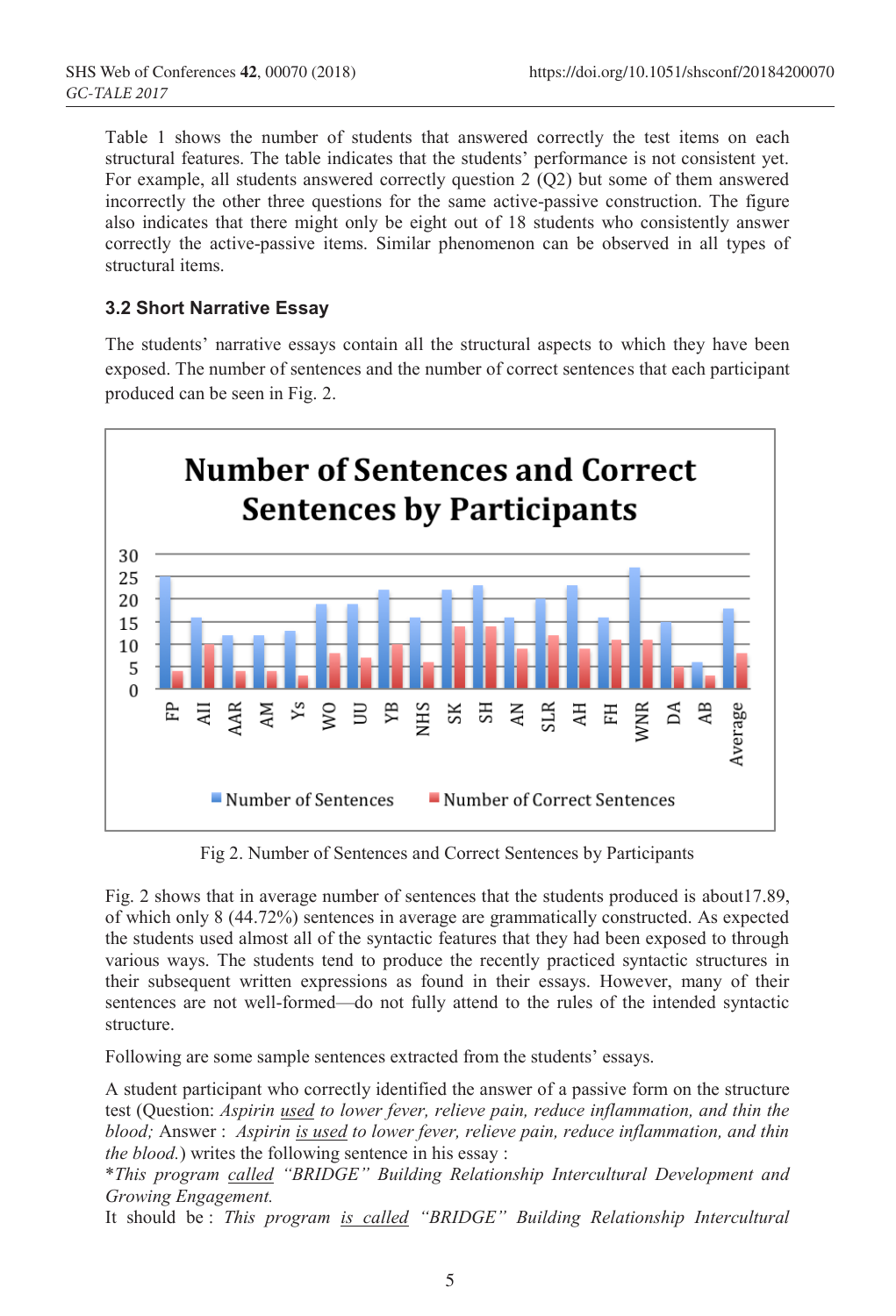Table 1 shows the number of students that answered correctly the test items on each structural features. The table indicates that the students' performance is not consistent yet. For example, all students answered correctly question 2 (Q2) but some of them answered incorrectly the other three questions for the same active-passive construction. The figure also indicates that there might only be eight out of 18 students who consistently answer correctly the active-passive items. Similar phenomenon can be observed in all types of structural items.

### 3.2 Short Narrative Essay

The students' narrative essays contain all the structural aspects to which they have been exposed. The number of sentences and the number of correct sentences that each participant produced can be seen in Fig. 2.

Fig 2. Number of Sentences and Correct Sentences by Participants

Fig. 2 shows that in average number of sentences that the students produced is about17.89, of which only 8 (44.72%) sentences in average are grammatically constructed. As expected the students used almost all of the syntactic features that they had been exposed to through various ways. The students tend to produce the recently practiced syntactic structures in their subsequent written expressions as found in their essays. However, many of their sentences are not well-formed—do not fully attend to the rules of the intended syntactic structure.

Following are some sample sentences extracted from the students' essays.

A student participant who correctly identified the answer of a passive form on the structure test (Question: *Aspirin <u>used</u> to lower fever, relieve pain, reduce inflammation, and thin the blood;* Answer : *Aspirin <u>is used</u> to lower fever, relieve pain, reduce inflammation, and thin the blood.*) writes the following sentence in his essay :
*This program <u>called</u> "BRIDGE" Building Relationship Intercultural Development and Growing Engagement.*
It should be : *This program <u>is called</u> "BRIDGE" Building Relationship Intercultural*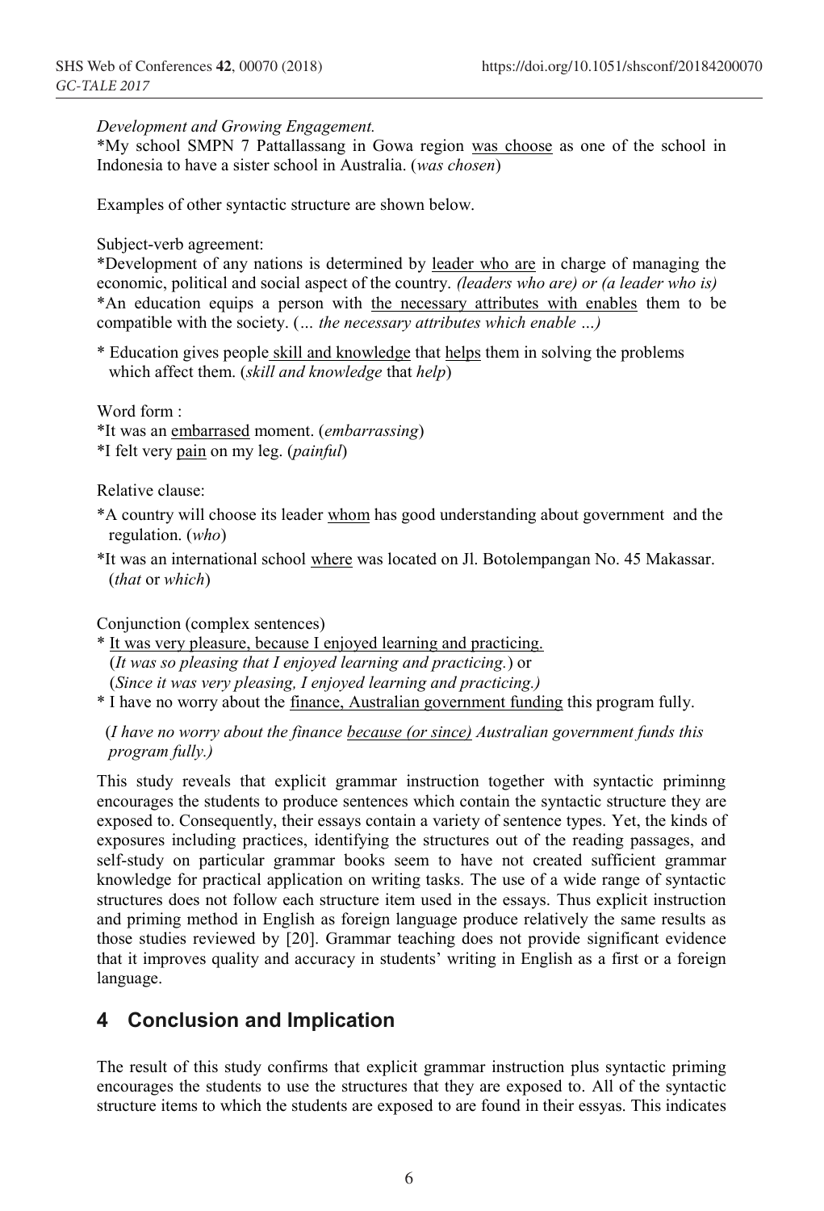*Development and Growing Engagement.*

*My school SMPN 7 Pattallassang in Gowa region <u>was choose</u> as one of the school in Indonesia to have a sister school in Australia. (*was chosen*)

Examples of other syntactic structure are shown below.

Subject-verb agreement:

*Development of any nations is determined by <u>leader who are</u> in charge of managing the economic, political and social aspect of the country. *(leaders who are) or (a leader who is)*

*An education equips a person with <u>the necessary attributes with enables</u> them to be compatible with the society. (*... the necessary attributes which enable ...)*

* Education gives people <u>skill and knowledge</u> that <u>helps</u> them in solving the problems which affect them. (*skill and knowledge* that *help*)

Word form :

*It was an <u>embarrased</u> moment. (*embarrassing*)

*I felt very <u>pain</u> on my leg. (*painful*)

Relative clause:

*A country will choose its leader <u>whom</u> has good understanding about government and the regulation. (*who*)

*It was an international school <u>where</u> was located on Jl. Botolempangan No. 45 Makassar. (*that* or *which*)

Conjunction (complex sentences)

* <u>It was very pleasure, because I enjoyed learning and practicing.</u>
  (*It was so pleasing that I enjoyed learning and practicing.*) or
  (*Since it was very pleasing, I enjoyed learning and practicing.)*

* I have no worry about the <u>finance, Australian government funding</u> this program fully.

  (*I have no worry about the finance <u>because (or since)</u> Australian government funds this program fully.)*

This study reveals that explicit grammar instruction together with syntactic priminng encourages the students to produce sentences which contain the syntactic structure they are exposed to. Consequently, their essays contain a variety of sentence types. Yet, the kinds of exposures including practices, identifying the structures out of the reading passages, and self-study on particular grammar books seem to have not created sufficient grammar knowledge for practical application on writing tasks. The use of a wide range of syntactic structures does not follow each structure item used in the essays. Thus explicit instruction and priming method in English as foreign language produce relatively the same results as those studies reviewed by [20]. Grammar teaching does not provide significant evidence that it improves quality and accuracy in students' writing in English as a first or a foreign language.

## 4 Conclusion and Implication

The result of this study confirms that explicit grammar instruction plus syntactic priming encourages the students to use the structures that they are exposed to. All of the syntactic structure items to which the students are exposed to are found in their essyas. This indicates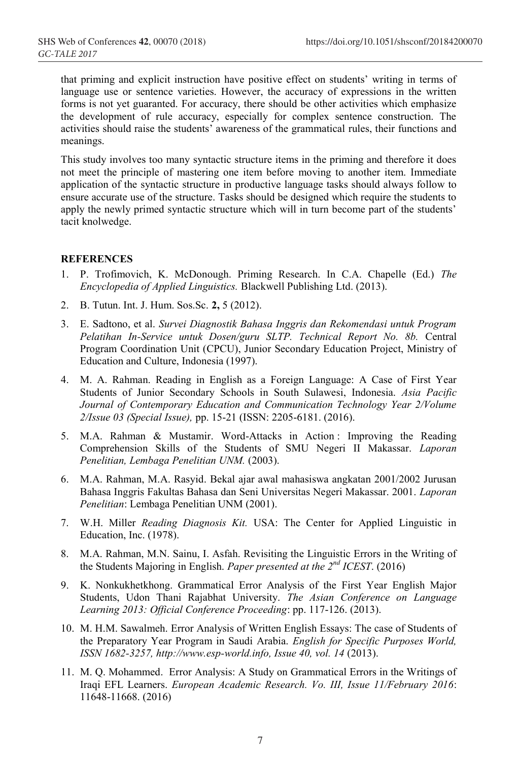that priming and explicit instruction have positive effect on students' writing in terms of language use or sentence varieties. However, the accuracy of expressions in the written forms is not yet guaranted. For accuracy, there should be other activities which emphasize the development of rule accuracy, especially for complex sentence construction. The activities should raise the students' awareness of the grammatical rules, their functions and meanings.

This study involves too many syntactic structure items in the priming and therefore it does not meet the principle of mastering one item before moving to another item. Immediate application of the syntactic structure in productive language tasks should always follow to ensure accurate use of the structure. Tasks should be designed which require the students to apply the newly primed syntactic structure which will in turn become part of the students' tacit knolwedge.

## REFERENCES

1. P. Trofimovich, K. McDonough. Priming Research. In C.A. Chapelle (Ed.) *The Encyclopedia of Applied Linguistics.* Blackwell Publishing Ltd. (2013).
2. B. Tutun. Int. J. Hum. Sos.Sc. **2,** 5 (2012).
3. E. Sadtono, et al. *Survei Diagnostik Bahasa Inggris dan Rekomendasi untuk Program Pelatihan In-Service untuk Dosen/guru SLTP. Technical Report No. 8b.* Central Program Coordination Unit (CPCU), Junior Secondary Education Project, Ministry of Education and Culture, Indonesia (1997).
4. M. A. Rahman. Reading in English as a Foreign Language: A Case of First Year Students of Junior Secondary Schools in South Sulawesi, Indonesia. *Asia Pacific Journal of Contemporary Education and Communication Technology Year 2/Volume 2/Issue 03 (Special Issue),* pp. 15-21 (ISSN: 2205-6181. (2016).
5. M.A. Rahman & Mustamir. Word-Attacks in Action : Improving the Reading Comprehension Skills of the Students of SMU Negeri II Makassar. *Laporan Penelitian, Lembaga Penelitian UNM.* (2003).
6. M.A. Rahman, M.A. Rasyid. Bekal ajar awal mahasiswa angkatan 2001/2002 Jurusan Bahasa Inggris Fakultas Bahasa dan Seni Universitas Negeri Makassar. 2001. *Laporan Penelitian*: Lembaga Penelitian UNM (2001).
7. W.H. Miller *Reading Diagnosis Kit.* USA: The Center for Applied Linguistic in Education, Inc. (1978).
8. M.A. Rahman, M.N. Sainu, I. Asfah. Revisiting the Linguistic Errors in the Writing of the Students Majoring in English. *Paper presented at the 2nd ICEST*. (2016)
9. K. Nonkukhetkhong. Grammatical Error Analysis of the First Year English Major Students, Udon Thani Rajabhat University. *The Asian Conference on Language Learning 2013: Official Conference Proceeding*: pp. 117-126. (2013).
10. M. H.M. Sawalmeh. Error Analysis of Written English Essays: The case of Students of the Preparatory Year Program in Saudi Arabia. *English for Specific Purposes World, ISSN 1682-3257, http://www.esp-world.info, Issue 40, vol. 14* (2013).
11. M. Q. Mohammed. Error Analysis: A Study on Grammatical Errors in the Writings of Iraqi EFL Learners. *European Academic Research. Vo. III, Issue 11/February 2016*: 11648-11668. (2016)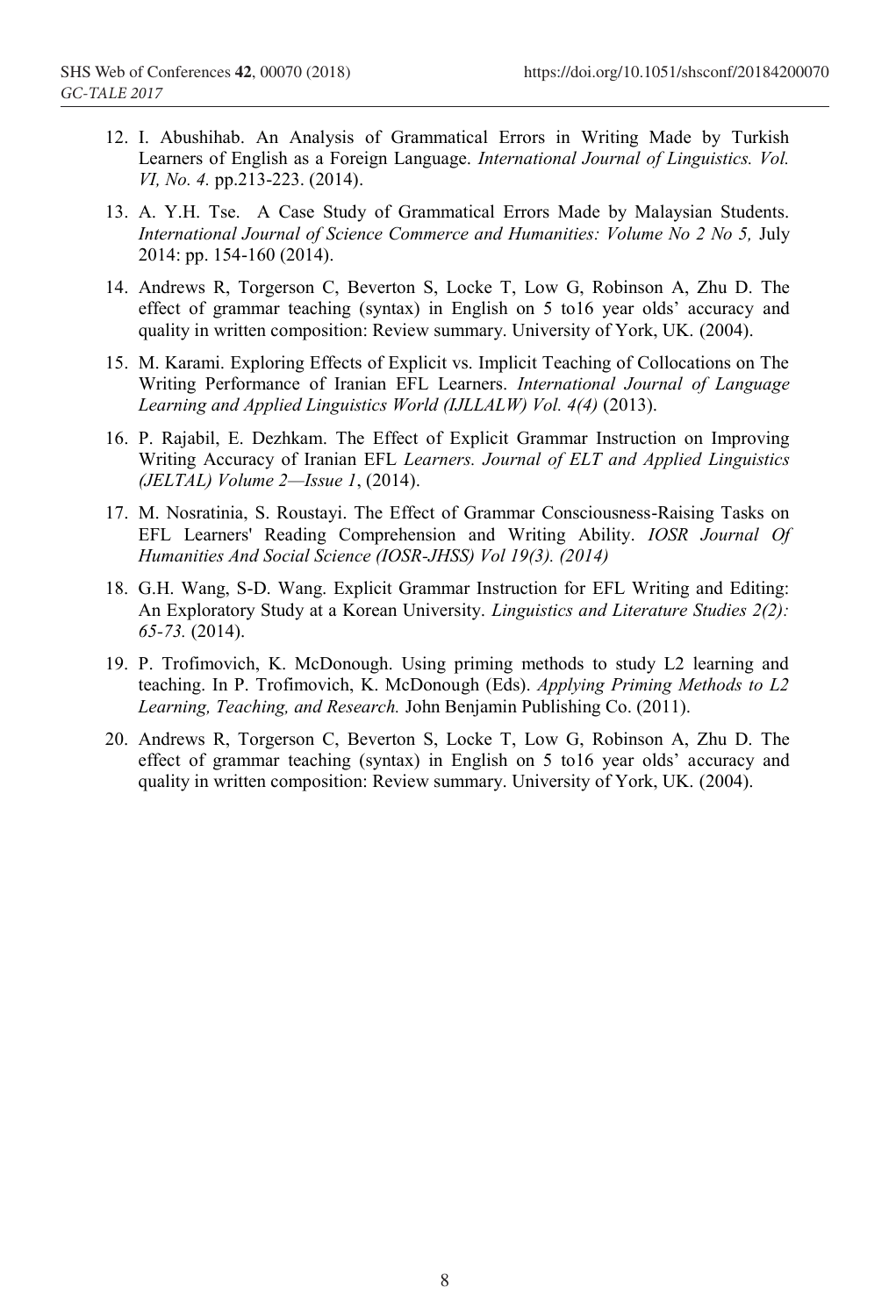12. I. Abushihab. An Analysis of Grammatical Errors in Writing Made by Turkish Learners of English as a Foreign Language. *International Journal of Linguistics. Vol. VI, No. 4.* pp.213-223. (2014).

13. A. Y.H. Tse. A Case Study of Grammatical Errors Made by Malaysian Students. *International Journal of Science Commerce and Humanities: Volume No 2 No 5,* July 2014: pp. 154-160 (2014).

14. Andrews R, Torgerson C, Beverton S, Locke T, Low G, Robinson A, Zhu D. The effect of grammar teaching (syntax) in English on 5 to16 year olds' accuracy and quality in written composition: Review summary. University of York, UK. (2004).

15. M. Karami. Exploring Effects of Explicit vs. Implicit Teaching of Collocations on The Writing Performance of Iranian EFL Learners. *International Journal of Language Learning and Applied Linguistics World (IJLLALW) Vol. 4(4)* (2013).

16. P. Rajabil, E. Dezhkam. The Effect of Explicit Grammar Instruction on Improving Writing Accuracy of Iranian EFL *Learners. Journal of ELT and Applied Linguistics (JELTAL) Volume 2—Issue 1*, (2014).

17. M. Nosratinia, S. Roustayi. The Effect of Grammar Consciousness-Raising Tasks on EFL Learners' Reading Comprehension and Writing Ability. *IOSR Journal Of Humanities And Social Science (IOSR-JHSS) Vol 19(3). (2014)*

18. G.H. Wang, S-D. Wang. Explicit Grammar Instruction for EFL Writing and Editing: An Exploratory Study at a Korean University. *Linguistics and Literature Studies 2(2): 65-73.* (2014).

19. P. Trofimovich, K. McDonough. Using priming methods to study L2 learning and teaching. In P. Trofimovich, K. McDonough (Eds). *Applying Priming Methods to L2 Learning, Teaching, and Research.* John Benjamin Publishing Co. (2011).

20. Andrews R, Torgerson C, Beverton S, Locke T, Low G, Robinson A, Zhu D. The effect of grammar teaching (syntax) in English on 5 to16 year olds' accuracy and quality in written composition: Review summary. University of York, UK. (2004).